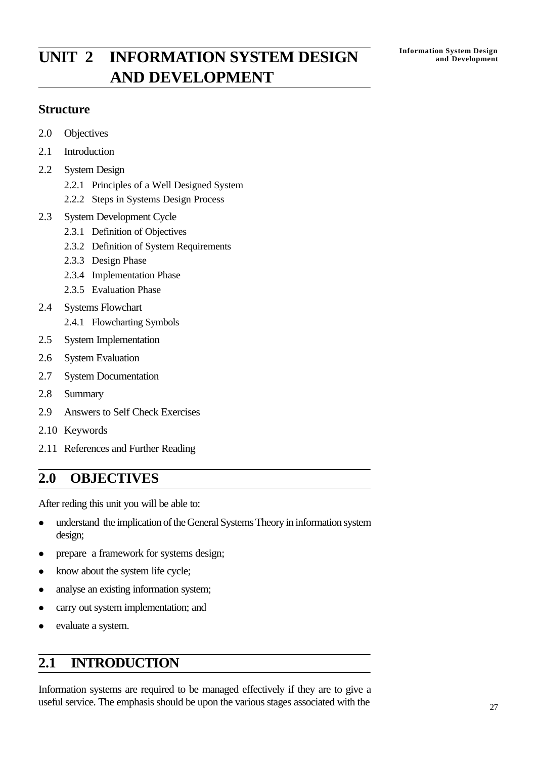# UNIT 2 INFORMATION SYSTEM DESIGN AND DEVELOPMENT

## Structure

2.0 Objectives

2.1 Introduction

2.2 System Design

- 2.2.1 Principles of a Well Designed System
- 2.2.2 Steps in Systems Design Process

2.3 System Development Cycle

- 2.3.1 Definition of Objectives
- 2.3.2 Definition of System Requirements
- 2.3.3 Design Phase
- 2.3.4 Implementation Phase
- 2.3.5 Evaluation Phase

2.4 Systems Flowchart

- 2.4.1 Flowcharting Symbols

2.5 System Implementation

2.6 System Evaluation

2.7 System Documentation

2.8 Summary

2.9 Answers to Self Check Exercises

2.10 Keywords

2.11 References and Further Reading

## 2.0 OBJECTIVES

After reding this unit you will be able to:

- understand the implication of the General Systems Theory in information system design;
- prepare a framework for systems design;
- know about the system life cycle;
- analyse an existing information system;
- carry out system implementation; and
- evaluate a system.

## 2.1 INTRODUCTION

Information systems are required to be managed effectively if they are to give a useful service. The emphasis should be upon the various stages associated with the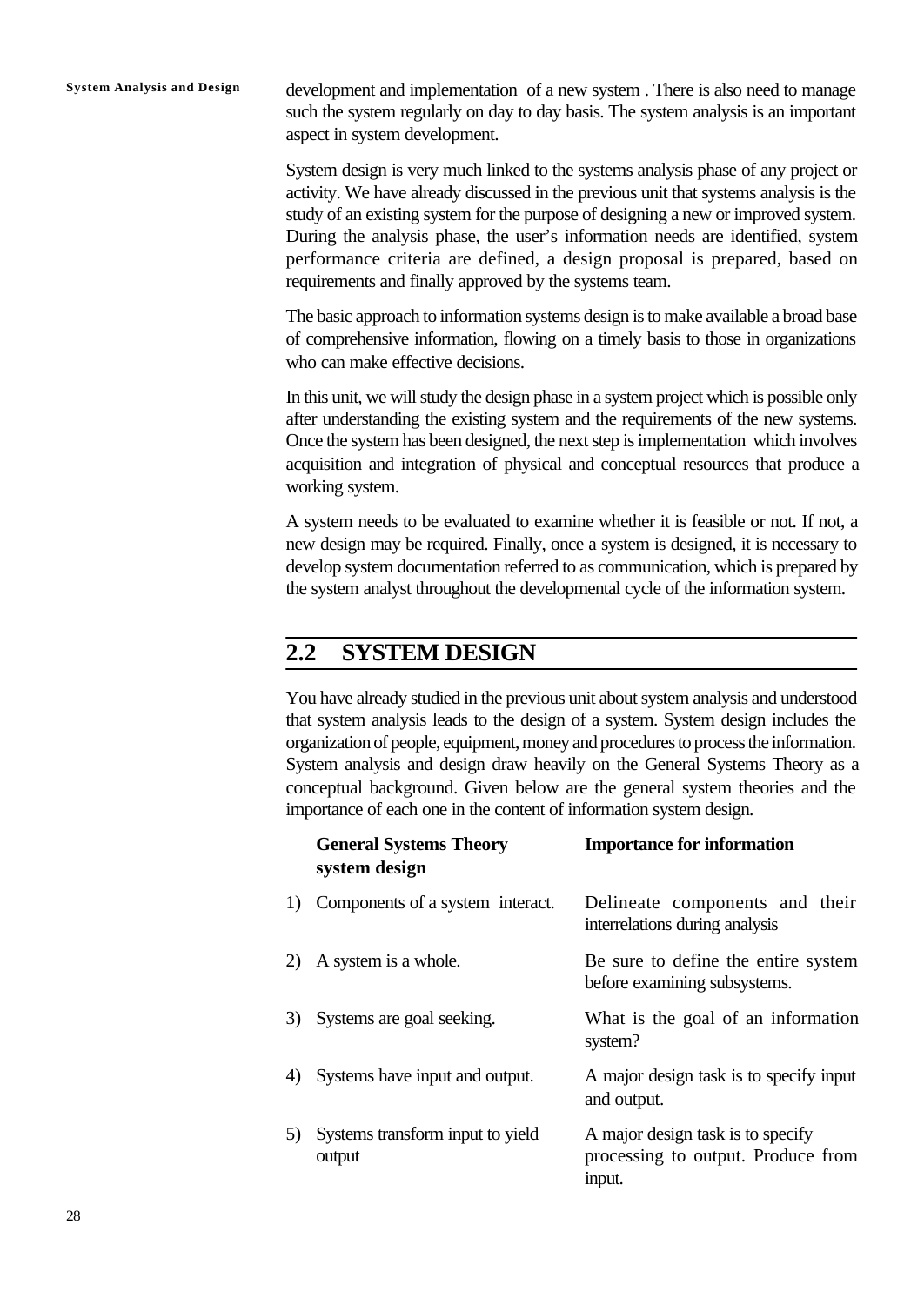development and implementation of a new system . There is also need to manage such the system regularly on day to day basis. The system analysis is an important aspect in system development.

System design is very much linked to the systems analysis phase of any project or activity. We have already discussed in the previous unit that systems analysis is the study of an existing system for the purpose of designing a new or improved system. During the analysis phase, the user's information needs are identified, system performance criteria are defined, a design proposal is prepared, based on requirements and finally approved by the systems team.

The basic approach to information systems design is to make available a broad base of comprehensive information, flowing on a timely basis to those in organizations who can make effective decisions.

In this unit, we will study the design phase in a system project which is possible only after understanding the existing system and the requirements of the new systems. Once the system has been designed, the next step is implementation which involves acquisition and integration of physical and conceptual resources that produce a working system.

A system needs to be evaluated to examine whether it is feasible or not. If not, a new design may be required. Finally, once a system is designed, it is necessary to develop system documentation referred to as communication, which is prepared by the system analyst throughout the developmental cycle of the information system.

## 2.2 SYSTEM DESIGN

You have already studied in the previous unit about system analysis and understood that system analysis leads to the design of a system. System design includes the organization of people, equipment, money and procedures to process the information. System analysis and design draw heavily on the General Systems Theory as a conceptual background. Given below are the general system theories and the importance of each one in the content of information system design.

| | General Systems Theory | Importance for information system design |
|---|---|---|
| 1) | Components of a system interact. | Delineate components and their interrelations during analysis |
| 2) | A system is a whole. | Be sure to define the entire system before examining subsystems. |
| 3) | Systems are goal seeking. | What is the goal of an information system? |
| 4) | Systems have input and output. | A major design task is to specify input and output. |
| 5) | Systems transform input to yield output | A major design task is to specify processing to output. Produce from input. |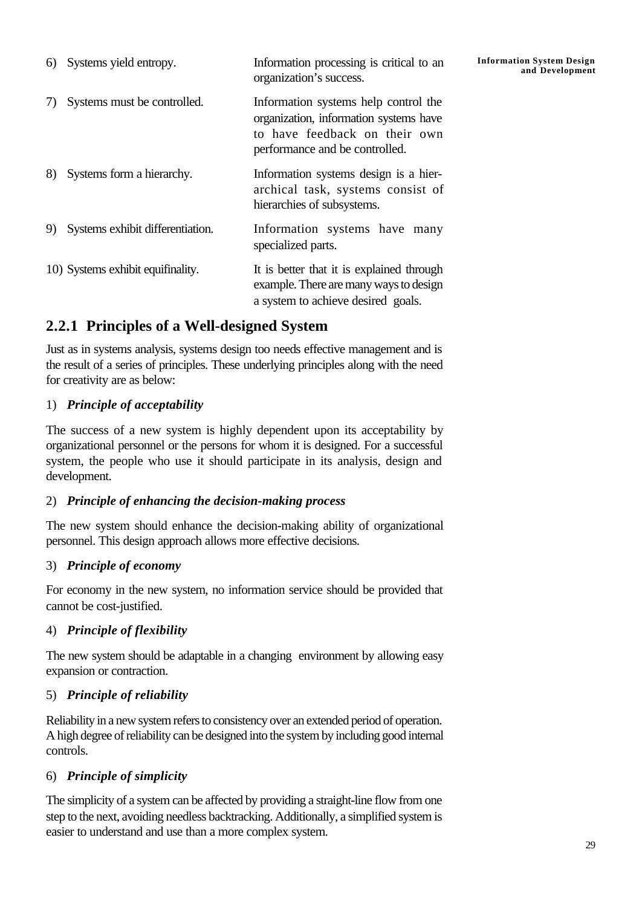| | |
|---|---|
| 6) Systems yield entropy. | Information processing is critical to an organization's success. |
| 7) Systems must be controlled. | Information systems help control the organization, information systems have to have feedback on their own performance and be controlled. |
| 8) Systems form a hierarchy. | Information systems design is a hierarchical task, systems consist of hierarchies of subsystems. |
| 9) Systems exhibit differentiation. | Information systems have many specialized parts. |
| 10) Systems exhibit equifinality. | It is better that it is explained through example. There are many ways to design a system to achieve desired goals. |

## 2.2.1 Principles of a Well-designed System

Just as in systems analysis, systems design too needs effective management and is the result of a series of principles. These underlying principles along with the need for creativity are as below:

1) ***Principle of acceptability***

The success of a new system is highly dependent upon its acceptability by organizational personnel or the persons for whom it is designed. For a successful system, the people who use it should participate in its analysis, design and development.

2) ***Principle of enhancing the decision-making process***

The new system should enhance the decision-making ability of organizational personnel. This design approach allows more effective decisions.

3) ***Principle of economy***

For economy in the new system, no information service should be provided that cannot be cost-justified.

4) ***Principle of flexibility***

The new system should be adaptable in a changing environment by allowing easy expansion or contraction.

5) ***Principle of reliability***

Reliability in a new system refers to consistency over an extended period of operation. A high degree of reliability can be designed into the system by including good internal controls.

6) ***Principle of simplicity***

The simplicity of a system can be affected by providing a straight-line flow from one step to the next, avoiding needless backtracking. Additionally, a simplified system is easier to understand and use than a more complex system.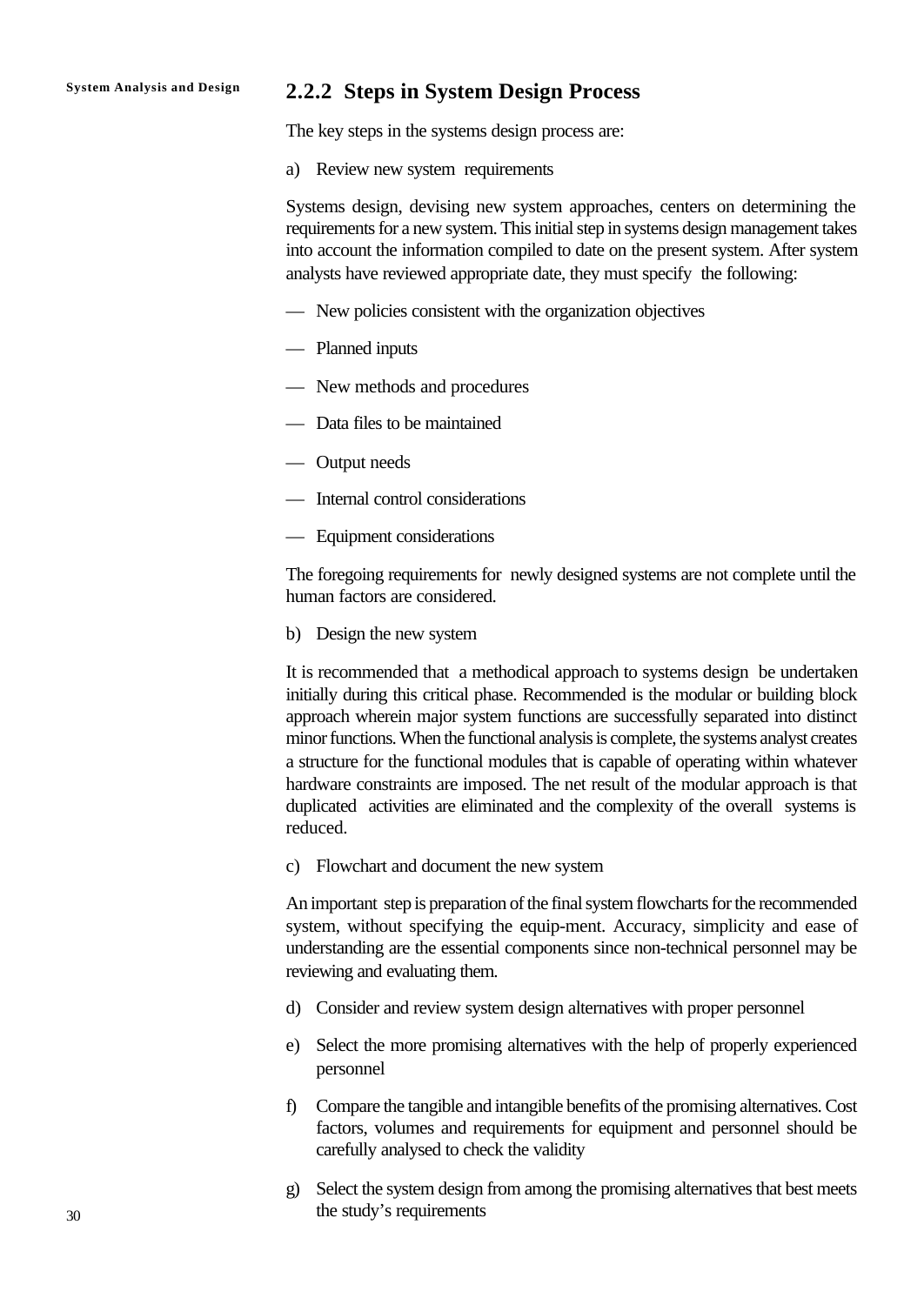### 2.2.2 Steps in System Design Process

The key steps in the systems design process are:

a) Review new system requirements

Systems design, devising new system approaches, centers on determining the requirements for a new system. This initial step in systems design management takes into account the information compiled to date on the present system. After system analysts have reviewed appropriate date, they must specify the following:

— New policies consistent with the organization objectives

— Planned inputs

— New methods and procedures

— Data files to be maintained

— Output needs

— Internal control considerations

— Equipment considerations

The foregoing requirements for newly designed systems are not complete until the human factors are considered.

b) Design the new system

It is recommended that a methodical approach to systems design be undertaken initially during this critical phase. Recommended is the modular or building block approach wherein major system functions are successfully separated into distinct minor functions. When the functional analysis is complete, the systems analyst creates a structure for the functional modules that is capable of operating within whatever hardware constraints are imposed. The net result of the modular approach is that duplicated activities are eliminated and the complexity of the overall systems is reduced.

c) Flowchart and document the new system

An important step is preparation of the final system flowcharts for the recommended system, without specifying the equip-ment. Accuracy, simplicity and ease of understanding are the essential components since non-technical personnel may be reviewing and evaluating them.

d) Consider and review system design alternatives with proper personnel

e) Select the more promising alternatives with the help of properly experienced personnel

f) Compare the tangible and intangible benefits of the promising alternatives. Cost factors, volumes and requirements for equipment and personnel should be carefully analysed to check the validity

g) Select the system design from among the promising alternatives that best meets the study's requirements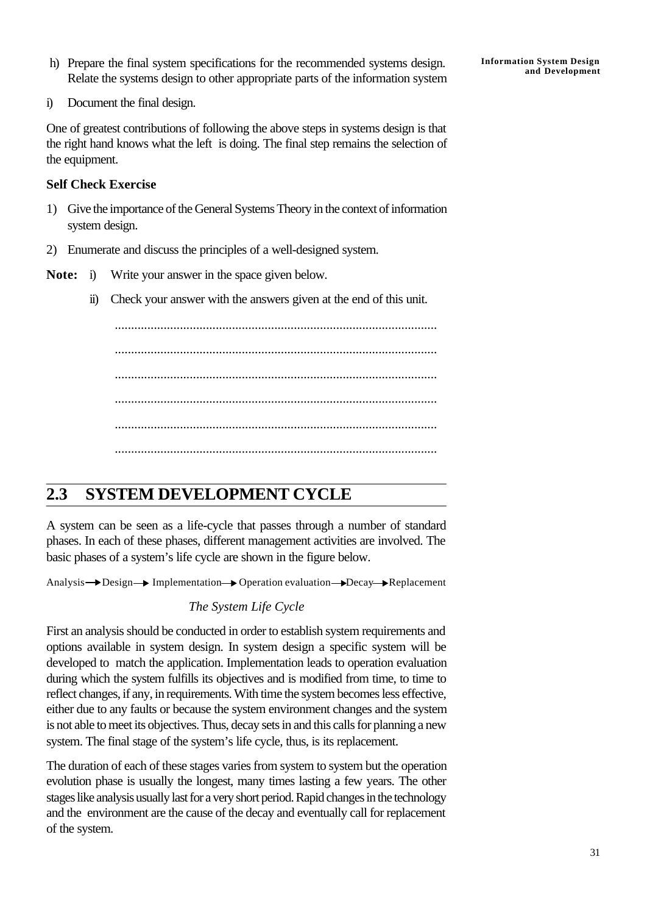h) Prepare the final system specifications for the recommended systems design. Relate the systems design to other appropriate parts of the information system

i) Document the final design.

One of greatest contributions of following the above steps in systems design is that the right hand knows what the left is doing. The final step remains the selection of the equipment.

**Self Check Exercise**

1) Give the importance of the General Systems Theory in the context of information system design.

2) Enumerate and discuss the principles of a well-designed system.

**Note:** i) Write your answer in the space given below.

ii) Check your answer with the answers given at the end of this unit.

..................................................................................................

..................................................................................................

..................................................................................................

..................................................................................................

..................................................................................................

..................................................................................................

## 2.3 SYSTEM DEVELOPMENT CYCLE

A system can be seen as a life-cycle that passes through a number of standard phases. In each of these phases, different management activities are involved. The basic phases of a system's life cycle are shown in the figure below.

Analysis → Design → Implementation → Operation evaluation → Decay → Replacement

*The System Life Cycle*

First an analysis should be conducted in order to establish system requirements and options available in system design. In system design a specific system will be developed to match the application. Implementation leads to operation evaluation during which the system fulfills its objectives and is modified from time, to time to reflect changes, if any, in requirements. With time the system becomes less effective, either due to any faults or because the system environment changes and the system is not able to meet its objectives. Thus, decay sets in and this calls for planning a new system. The final stage of the system's life cycle, thus, is its replacement.

The duration of each of these stages varies from system to system but the operation evolution phase is usually the longest, many times lasting a few years. The other stages like analysis usually last for a very short period. Rapid changes in the technology and the environment are the cause of the decay and eventually call for replacement of the system.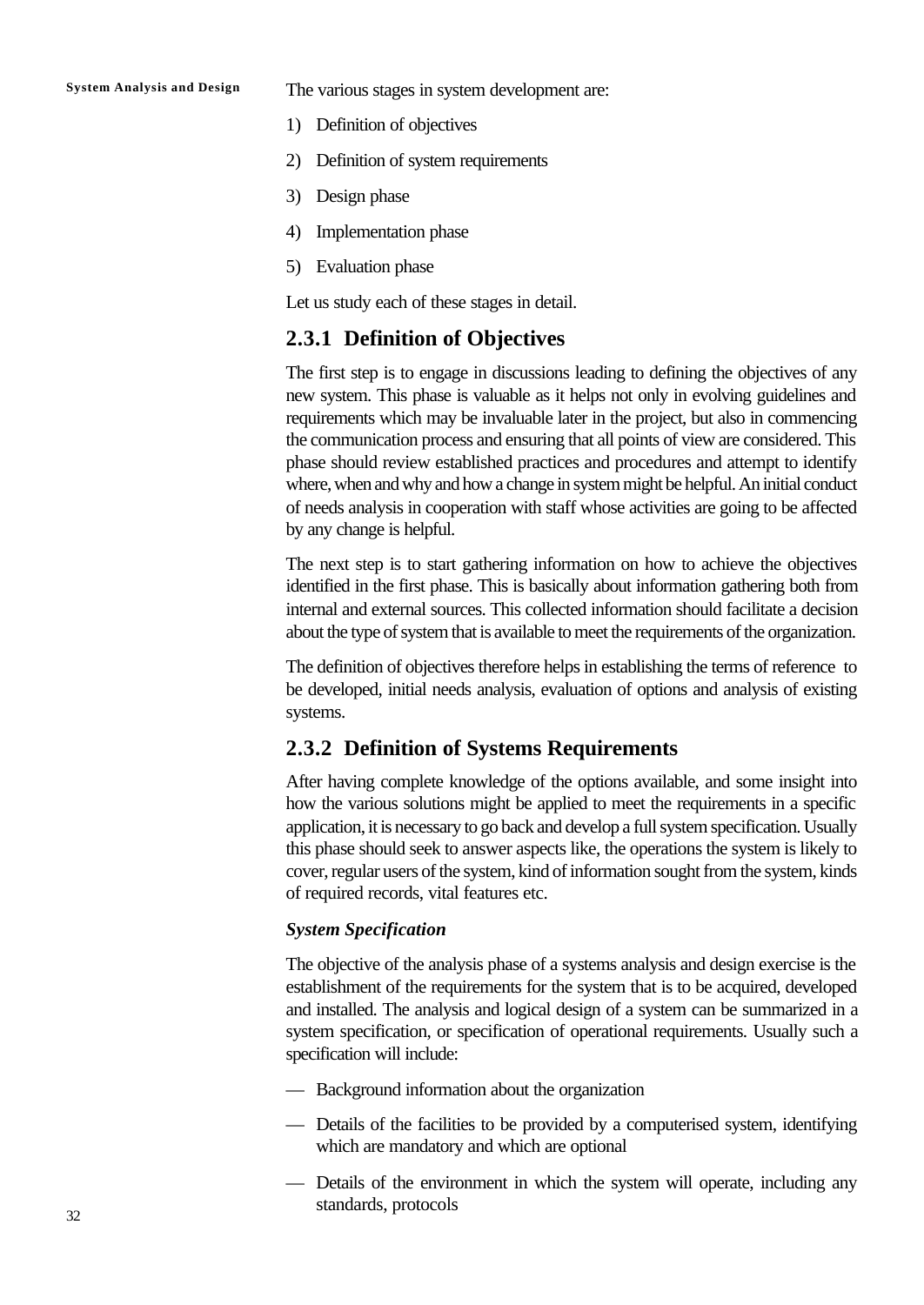The various stages in system development are:

1) Definition of objectives
2) Definition of system requirements
3) Design phase
4) Implementation phase
5) Evaluation phase

Let us study each of these stages in detail.

### 2.3.1 Definition of Objectives

The first step is to engage in discussions leading to defining the objectives of any new system. This phase is valuable as it helps not only in evolving guidelines and requirements which may be invaluable later in the project, but also in commencing the communication process and ensuring that all points of view are considered. This phase should review established practices and procedures and attempt to identify where, when and why and how a change in system might be helpful. An initial conduct of needs analysis in cooperation with staff whose activities are going to be affected by any change is helpful.

The next step is to start gathering information on how to achieve the objectives identified in the first phase. This is basically about information gathering both from internal and external sources. This collected information should facilitate a decision about the type of system that is available to meet the requirements of the organization.

The definition of objectives therefore helps in establishing the terms of reference to be developed, initial needs analysis, evaluation of options and analysis of existing systems.

### 2.3.2 Definition of Systems Requirements

After having complete knowledge of the options available, and some insight into how the various solutions might be applied to meet the requirements in a specific application, it is necessary to go back and develop a full system specification. Usually this phase should seek to answer aspects like, the operations the system is likely to cover, regular users of the system, kind of information sought from the system, kinds of required records, vital features etc.

***System Specification***

The objective of the analysis phase of a systems analysis and design exercise is the establishment of the requirements for the system that is to be acquired, developed and installed. The analysis and logical design of a system can be summarized in a system specification, or specification of operational requirements. Usually such a specification will include:

— Background information about the organization

— Details of the facilities to be provided by a computerised system, identifying which are mandatory and which are optional

— Details of the environment in which the system will operate, including any standards, protocols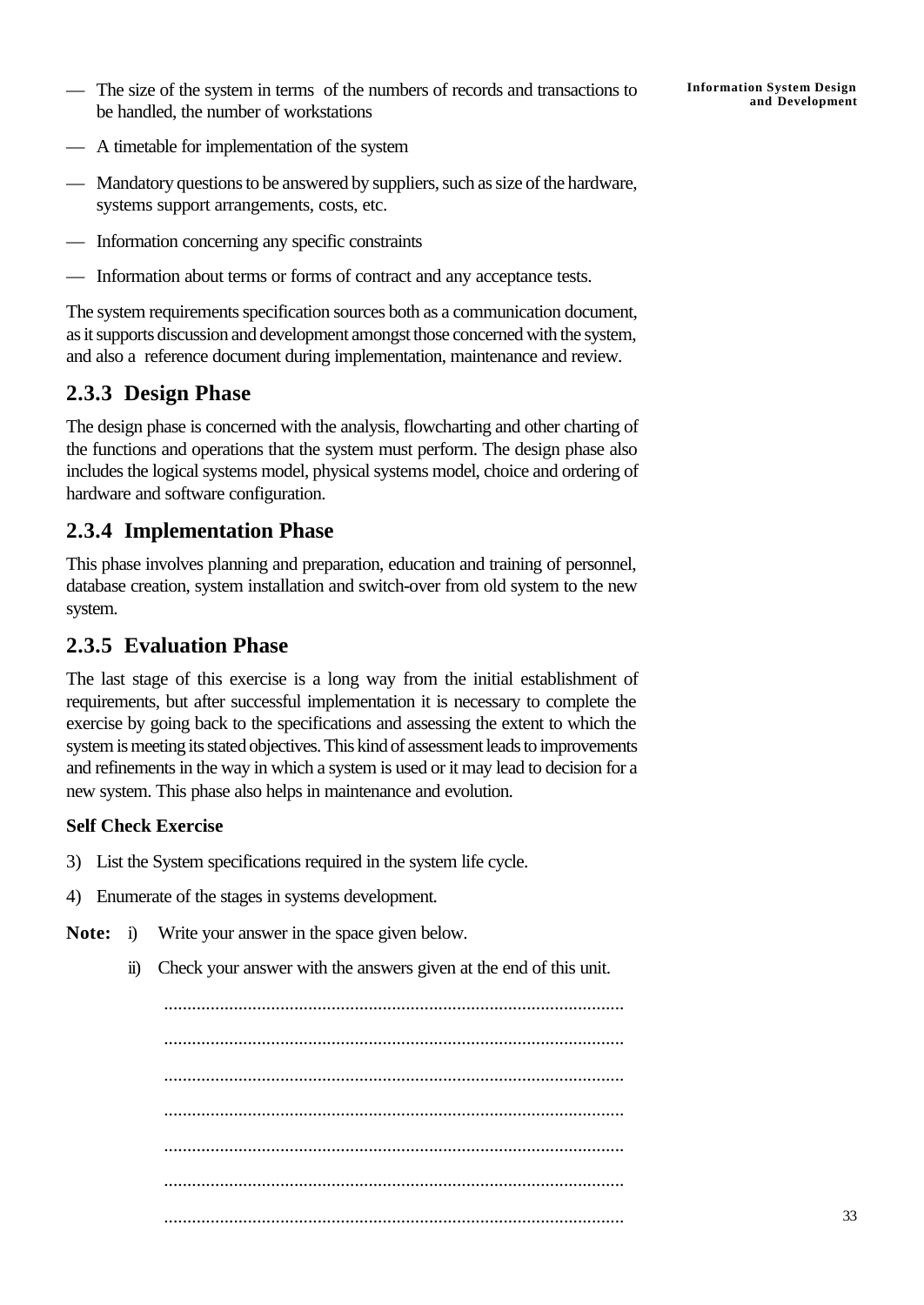- The size of the system in terms of the numbers of records and transactions to be handled, the number of workstations
- A timetable for implementation of the system
- Mandatory questions to be answered by suppliers, such as size of the hardware, systems support arrangements, costs, etc.
- Information concerning any specific constraints
- Information about terms or forms of contract and any acceptance tests.

The system requirements specification sources both as a communication document, as it supports discussion and development amongst those concerned with the system, and also a reference document during implementation, maintenance and review.

### 2.3.3 Design Phase

The design phase is concerned with the analysis, flowcharting and other charting of the functions and operations that the system must perform. The design phase also includes the logical systems model, physical systems model, choice and ordering of hardware and software configuration.

### 2.3.4 Implementation Phase

This phase involves planning and preparation, education and training of personnel, database creation, system installation and switch-over from old system to the new system.

### 2.3.5 Evaluation Phase

The last stage of this exercise is a long way from the initial establishment of requirements, but after successful implementation it is necessary to complete the exercise by going back to the specifications and assessing the extent to which the system is meeting its stated objectives. This kind of assessment leads to improvements and refinements in the way in which a system is used or it may lead to decision for a new system. This phase also helps in maintenance and evolution.

**Self Check Exercise**

3) List the System specifications required in the system life cycle.

4) Enumerate of the stages in systems development.

**Note:** i) Write your answer in the space given below.

ii) Check your answer with the answers given at the end of this unit.

..................................................................................................

..................................................................................................

..................................................................................................

..................................................................................................

..................................................................................................

..................................................................................................

..................................................................................................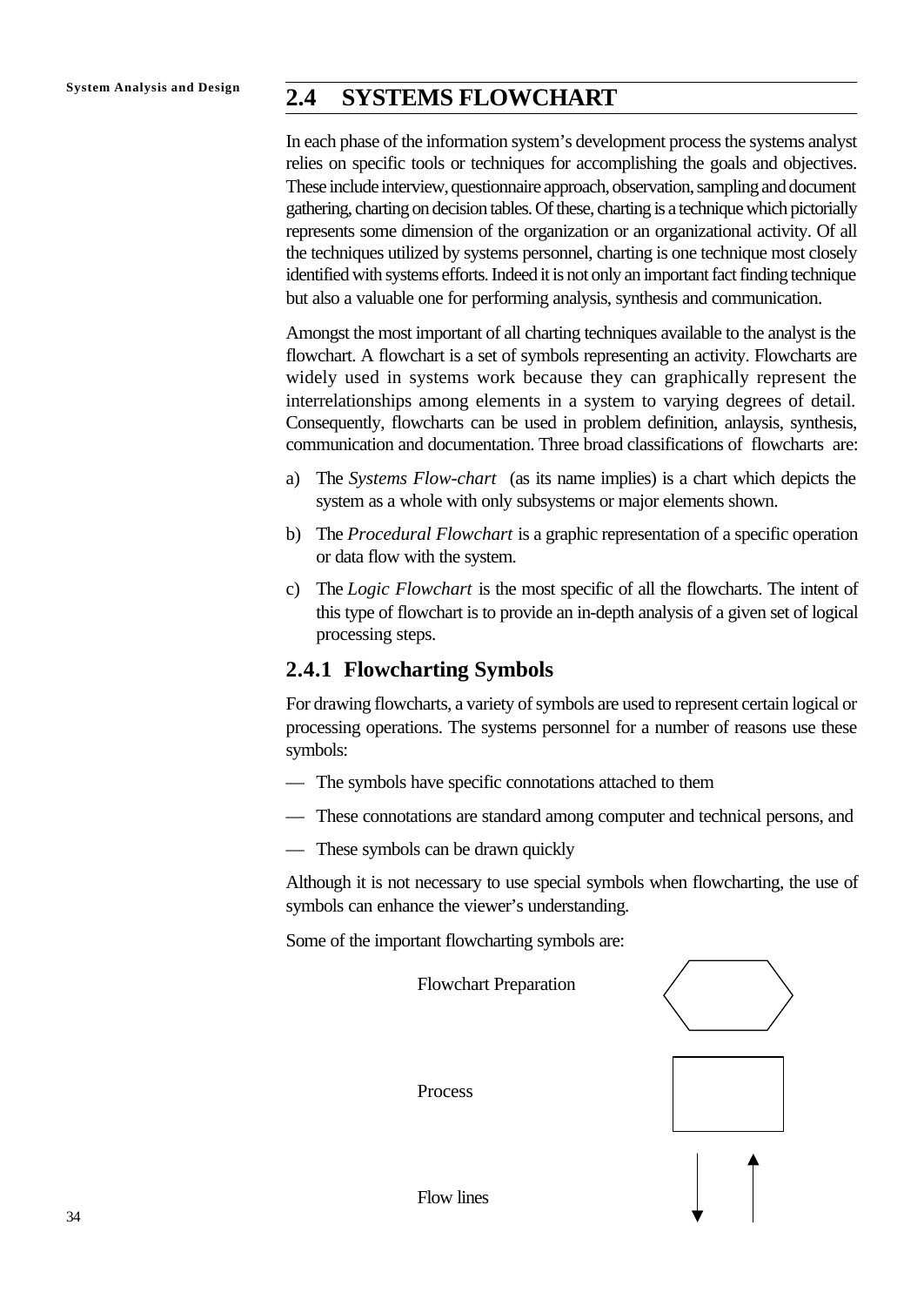## 2.4 SYSTEMS FLOWCHART

In each phase of the information system's development process the systems analyst relies on specific tools or techniques for accomplishing the goals and objectives. These include interview, questionnaire approach, observation, sampling and document gathering, charting on decision tables. Of these, charting is a technique which pictorially represents some dimension of the organization or an organizational activity. Of all the techniques utilized by systems personnel, charting is one technique most closely identified with systems efforts. Indeed it is not only an important fact finding technique but also a valuable one for performing analysis, synthesis and communication.

Amongst the most important of all charting techniques available to the analyst is the flowchart. A flowchart is a set of symbols representing an activity. Flowcharts are widely used in systems work because they can graphically represent the interrelationships among elements in a system to varying degrees of detail. Consequently, flowcharts can be used in problem definition, anlaysis, synthesis, communication and documentation. Three broad classifications of flowcharts are:

a) The *Systems Flow-chart* (as its name implies) is a chart which depicts the system as a whole with only subsystems or major elements shown.

b) The *Procedural Flowchart* is a graphic representation of a specific operation or data flow with the system.

c) The *Logic Flowchart* is the most specific of all the flowcharts. The intent of this type of flowchart is to provide an in-depth analysis of a given set of logical processing steps.

### 2.4.1 Flowcharting Symbols

For drawing flowcharts, a variety of symbols are used to represent certain logical or processing operations. The systems personnel for a number of reasons use these symbols:

— The symbols have specific connotations attached to them

— These connotations are standard among computer and technical persons, and

— These symbols can be drawn quickly

Although it is not necessary to use special symbols when flowcharting, the use of symbols can enhance the viewer's understanding.

Some of the important flowcharting symbols are:

Flowchart Preparation

Process

Flow lines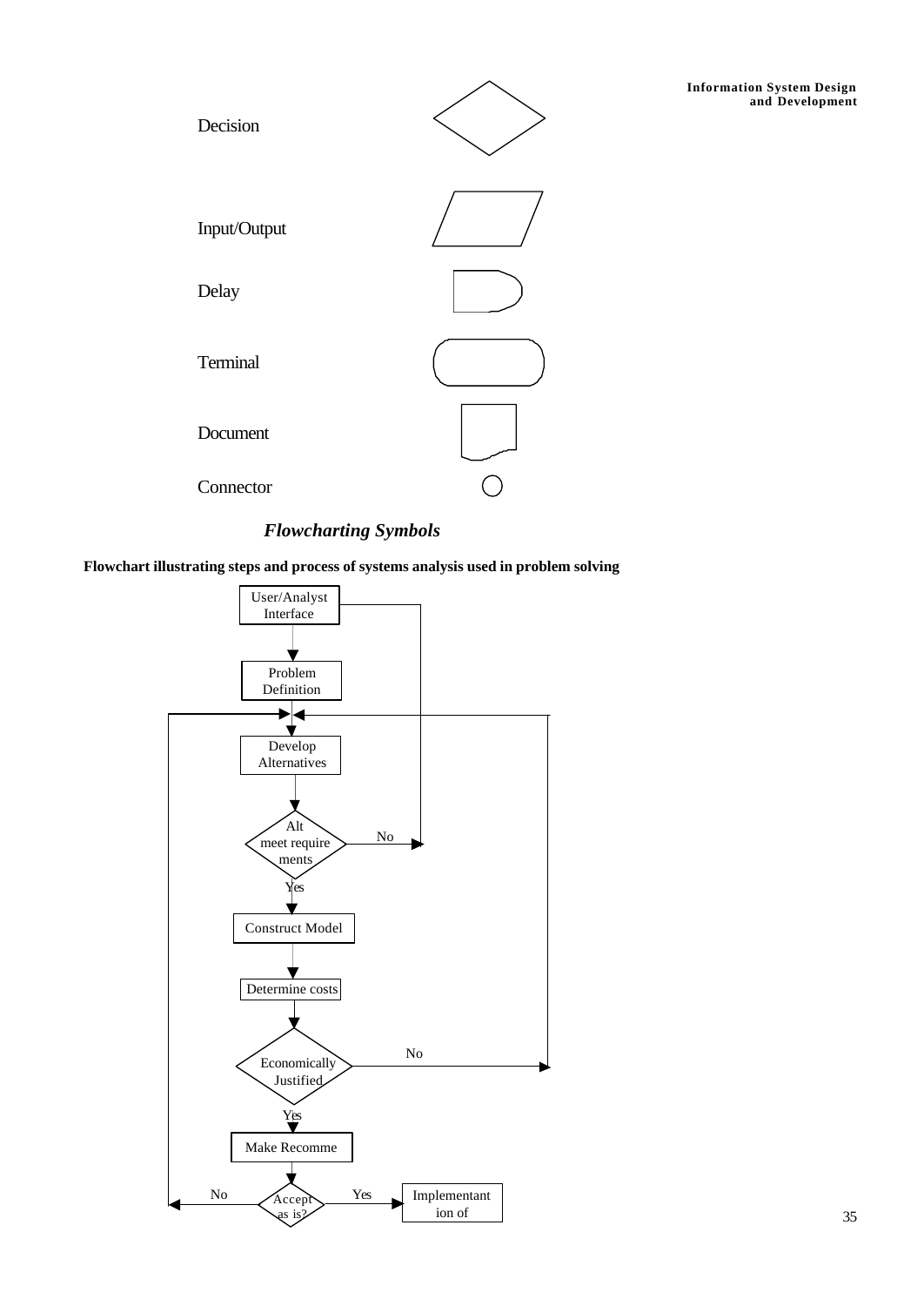| Symbol name | Symbol |
| --- | --- |
| Decision | |
| Input/Output | |
| Delay | |
| Terminal | |
| Document | |
| Connector | |

***Flowcharting Symbols***

**Flowchart illustrating steps and process of systems analysis used in problem solving**

User/Analyst Interface

Problem Definition

Develop Alternatives

Alt meet require ments

No

Yes

Construct Model

Determine costs

Economically Justified

No

Yes

Make Recomme

No

Accept as is?

Yes

Implementant ion of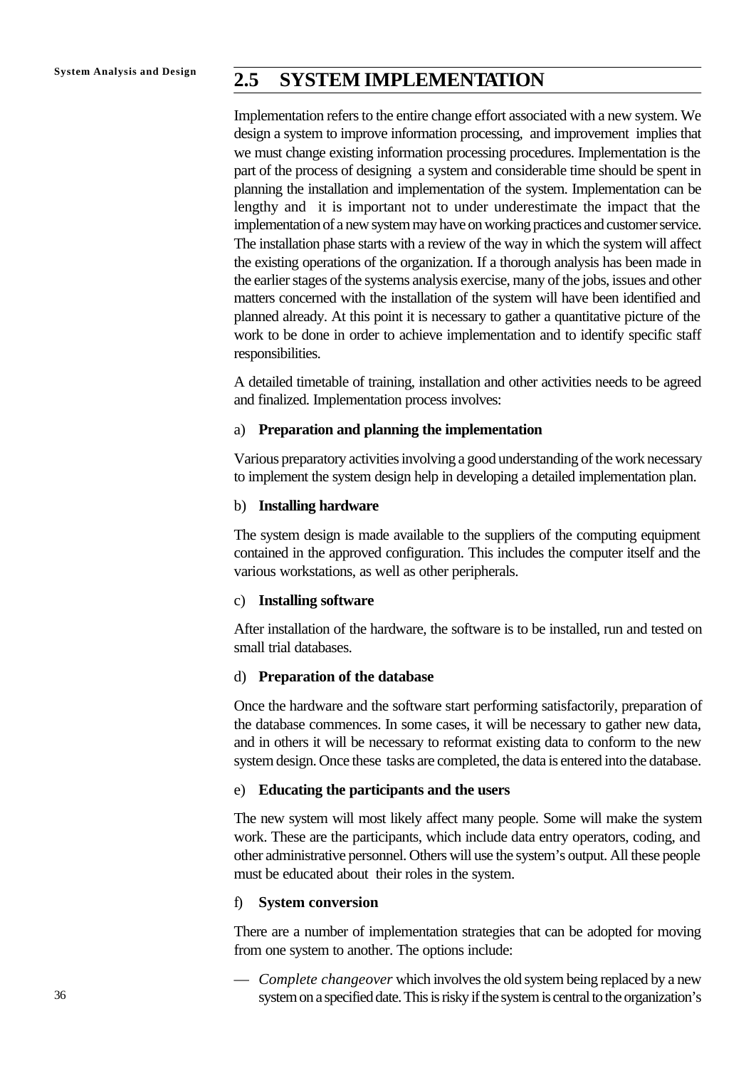## 2.5 SYSTEM IMPLEMENTATION

Implementation refers to the entire change effort associated with a new system. We design a system to improve information processing, and improvement implies that we must change existing information processing procedures. Implementation is the part of the process of designing a system and considerable time should be spent in planning the installation and implementation of the system. Implementation can be lengthy and it is important not to under underestimate the impact that the implementation of a new system may have on working practices and customer service. The installation phase starts with a review of the way in which the system will affect the existing operations of the organization. If a thorough analysis has been made in the earlier stages of the systems analysis exercise, many of the jobs, issues and other matters concerned with the installation of the system will have been identified and planned already. At this point it is necessary to gather a quantitative picture of the work to be done in order to achieve implementation and to identify specific staff responsibilities.

A detailed timetable of training, installation and other activities needs to be agreed and finalized. Implementation process involves:

a) **Preparation and planning the implementation**

Various preparatory activities involving a good understanding of the work necessary to implement the system design help in developing a detailed implementation plan.

b) **Installing hardware**

The system design is made available to the suppliers of the computing equipment contained in the approved configuration. This includes the computer itself and the various workstations, as well as other peripherals.

c) **Installing software**

After installation of the hardware, the software is to be installed, run and tested on small trial databases.

d) **Preparation of the database**

Once the hardware and the software start performing satisfactorily, preparation of the database commences. In some cases, it will be necessary to gather new data, and in others it will be necessary to reformat existing data to conform to the new system design. Once these tasks are completed, the data is entered into the database.

e) **Educating the participants and the users**

The new system will most likely affect many people. Some will make the system work. These are the participants, which include data entry operators, coding, and other administrative personnel. Others will use the system's output. All these people must be educated about their roles in the system.

f) **System conversion**

There are a number of implementation strategies that can be adopted for moving from one system to another. The options include:

— *Complete changeover* which involves the old system being replaced by a new system on a specified date. This is risky if the system is central to the organization's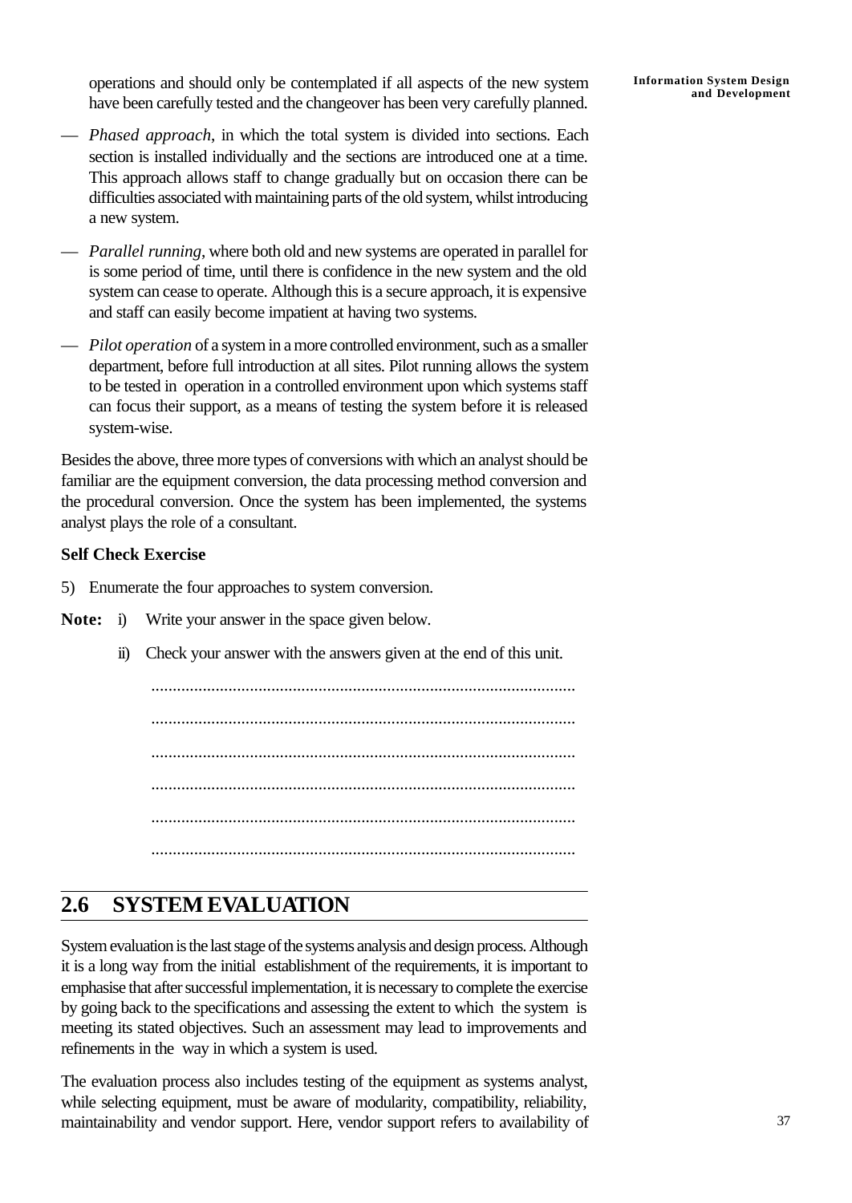operations and should only be contemplated if all aspects of the new system have been carefully tested and the changeover has been very carefully planned.

— *Phased approach*, in which the total system is divided into sections. Each section is installed individually and the sections are introduced one at a time. This approach allows staff to change gradually but on occasion there can be difficulties associated with maintaining parts of the old system, whilst introducing a new system.

— *Parallel running*, where both old and new systems are operated in parallel for is some period of time, until there is confidence in the new system and the old system can cease to operate. Although this is a secure approach, it is expensive and staff can easily become impatient at having two systems.

— *Pilot operation* of a system in a more controlled environment, such as a smaller department, before full introduction at all sites. Pilot running allows the system to be tested in operation in a controlled environment upon which systems staff can focus their support, as a means of testing the system before it is released system-wise.

Besides the above, three more types of conversions with which an analyst should be familiar are the equipment conversion, the data processing method conversion and the procedural conversion. Once the system has been implemented, the systems analyst plays the role of a consultant.

**Self Check Exercise**

5) Enumerate the four approaches to system conversion.

**Note:** i) Write your answer in the space given below.

ii) Check your answer with the answers given at the end of this unit.

..................................................................................................

..................................................................................................

..................................................................................................

..................................................................................................

..................................................................................................

..................................................................................................

## 2.6 SYSTEM EVALUATION

System evaluation is the last stage of the systems analysis and design process. Although it is a long way from the initial establishment of the requirements, it is important to emphasise that after successful implementation, it is necessary to complete the exercise by going back to the specifications and assessing the extent to which the system is meeting its stated objectives. Such an assessment may lead to improvements and refinements in the way in which a system is used.

The evaluation process also includes testing of the equipment as systems analyst, while selecting equipment, must be aware of modularity, compatibility, reliability, maintainability and vendor support. Here, vendor support refers to availability of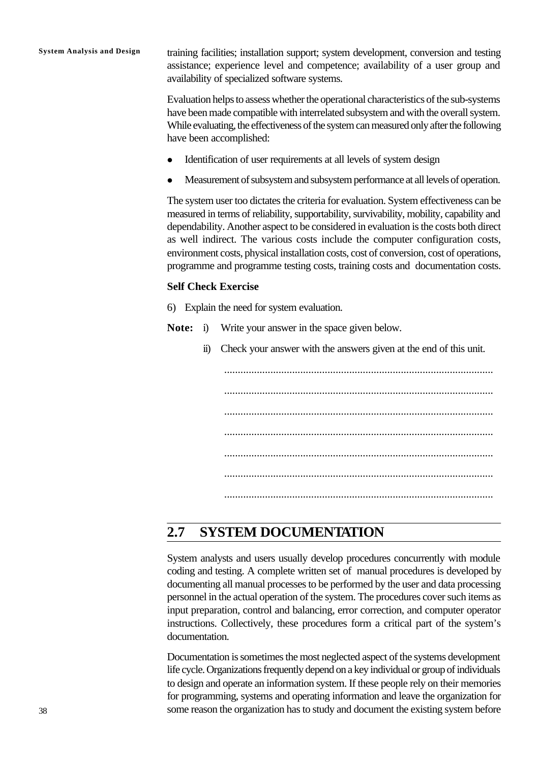training facilities; installation support; system development, conversion and testing assistance; experience level and competence; availability of a user group and availability of specialized software systems.

Evaluation helps to assess whether the operational characteristics of the sub-systems have been made compatible with interrelated subsystem and with the overall system. While evaluating, the effectiveness of the system can measured only after the following have been accomplished:

- Identification of user requirements at all levels of system design
- Measurement of subsystem and subsystem performance at all levels of operation.

The system user too dictates the criteria for evaluation. System effectiveness can be measured in terms of reliability, supportability, survivability, mobility, capability and dependability. Another aspect to be considered in evaluation is the costs both direct as well indirect. The various costs include the computer configuration costs, environment costs, physical installation costs, cost of conversion, cost of operations, programme and programme testing costs, training costs and documentation costs.

**Self Check Exercise**

6) Explain the need for system evaluation.

**Note:** i) Write your answer in the space given below.

ii) Check your answer with the answers given at the end of this unit.

..................................................................................................

..................................................................................................

..................................................................................................

..................................................................................................

..................................................................................................

..................................................................................................

..................................................................................................

## 2.7 SYSTEM DOCUMENTATION

System analysts and users usually develop procedures concurrently with module coding and testing. A complete written set of manual procedures is developed by documenting all manual processes to be performed by the user and data processing personnel in the actual operation of the system. The procedures cover such items as input preparation, control and balancing, error correction, and computer operator instructions. Collectively, these procedures form a critical part of the system's documentation.

Documentation is sometimes the most neglected aspect of the systems development life cycle. Organizations frequently depend on a key individual or group of individuals to design and operate an information system. If these people rely on their memories for programming, systems and operating information and leave the organization for some reason the organization has to study and document the existing system before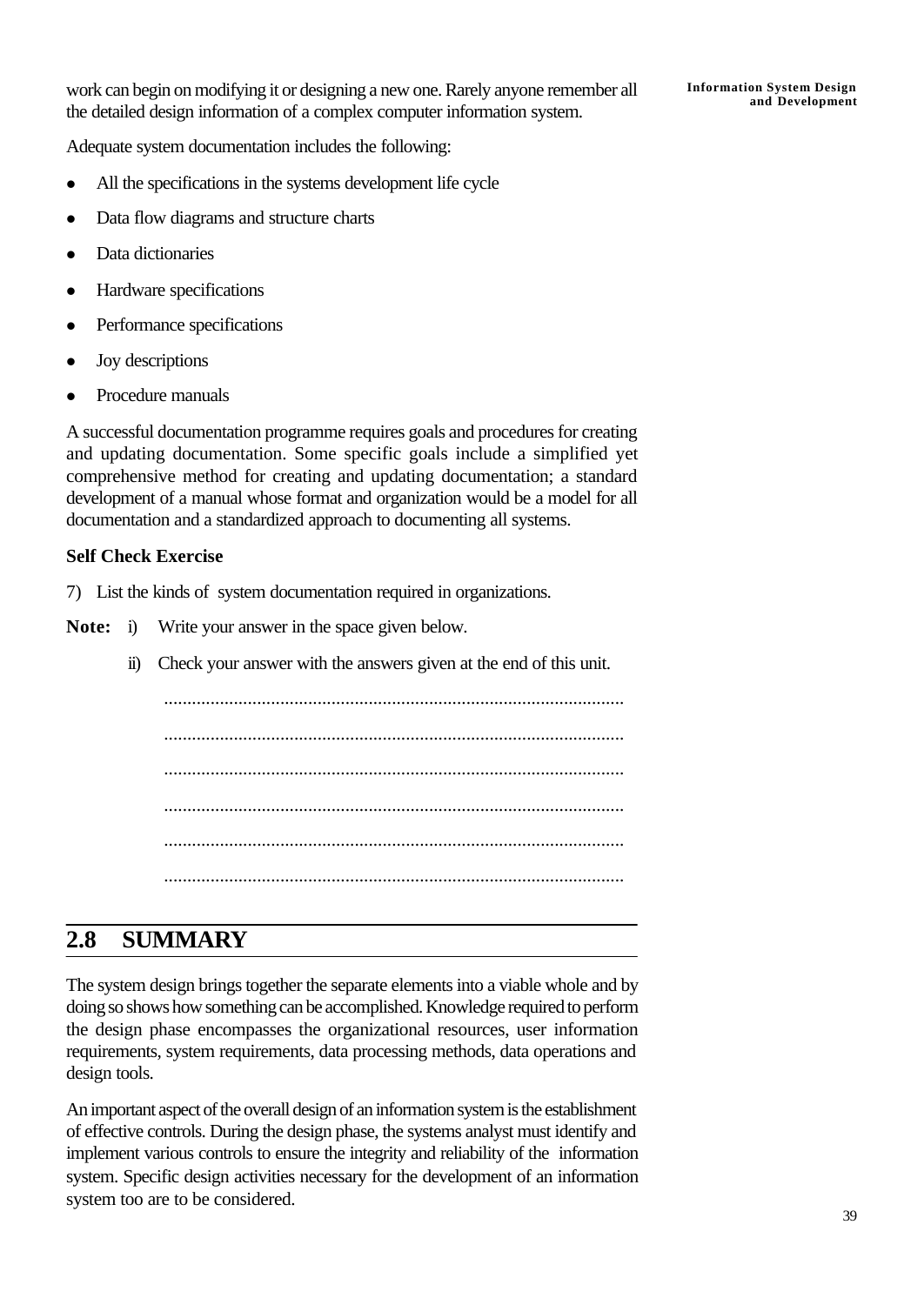work can begin on modifying it or designing a new one. Rarely anyone remember all the detailed design information of a complex computer information system.

Adequate system documentation includes the following:

- All the specifications in the systems development life cycle
- Data flow diagrams and structure charts
- Data dictionaries
- Hardware specifications
- Performance specifications
- Joy descriptions
- Procedure manuals

A successful documentation programme requires goals and procedures for creating and updating documentation. Some specific goals include a simplified yet comprehensive method for creating and updating documentation; a standard development of a manual whose format and organization would be a model for all documentation and a standardized approach to documenting all systems.

**Self Check Exercise**

7) List the kinds of system documentation required in organizations.

**Note:** i) Write your answer in the space given below.

ii) Check your answer with the answers given at the end of this unit.

..................................................................................................

..................................................................................................

..................................................................................................

..................................................................................................

..................................................................................................

..................................................................................................

## 2.8 SUMMARY

The system design brings together the separate elements into a viable whole and by doing so shows how something can be accomplished. Knowledge required to perform the design phase encompasses the organizational resources, user information requirements, system requirements, data processing methods, data operations and design tools.

An important aspect of the overall design of an information system is the establishment of effective controls. During the design phase, the systems analyst must identify and implement various controls to ensure the integrity and reliability of the information system. Specific design activities necessary for the development of an information system too are to be considered.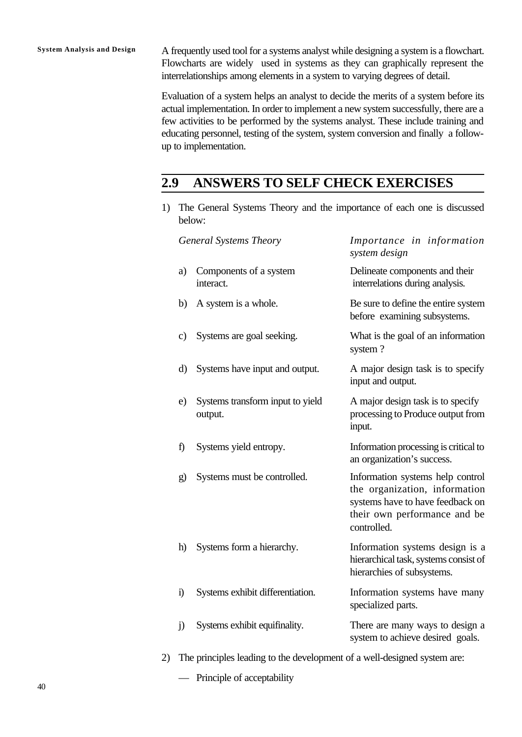A frequently used tool for a systems analyst while designing a system is a flowchart. Flowcharts are widely used in systems as they can graphically represent the interrelationships among elements in a system to varying degrees of detail.

Evaluation of a system helps an analyst to decide the merits of a system before its actual implementation. In order to implement a new system successfully, there are a few activities to be performed by the systems analyst. These include training and educating personnel, testing of the system, system conversion and finally a follow-up to implementation.

## 2.9 ANSWERS TO SELF CHECK EXERCISES

1) The General Systems Theory and the importance of each one is discussed below:

| *General Systems Theory* | *Importance in information system design* |
|---|---|
| a) Components of a system interact. | Delineate components and their interrelations during analysis. |
| b) A system is a whole. | Be sure to define the entire system before examining subsystems. |
| c) Systems are goal seeking. | What is the goal of an information system ? |
| d) Systems have input and output. | A major design task is to specify input and output. |
| e) Systems transform input to yield output. | A major design task is to specify processing to Produce output from input. |
| f) Systems yield entropy. | Information processing is critical to an organization's success. |
| g) Systems must be controlled. | Information systems help control the organization, information systems have to have feedback on their own performance and be controlled. |
| h) Systems form a hierarchy. | Information systems design is a hierarchical task, systems consist of hierarchies of subsystems. |
| i) Systems exhibit differentiation. | Information systems have many specialized parts. |
| j) Systems exhibit equifinality. | There are many ways to design a system to achieve desired goals. |

2) The principles leading to the development of a well-designed system are:

— Principle of acceptability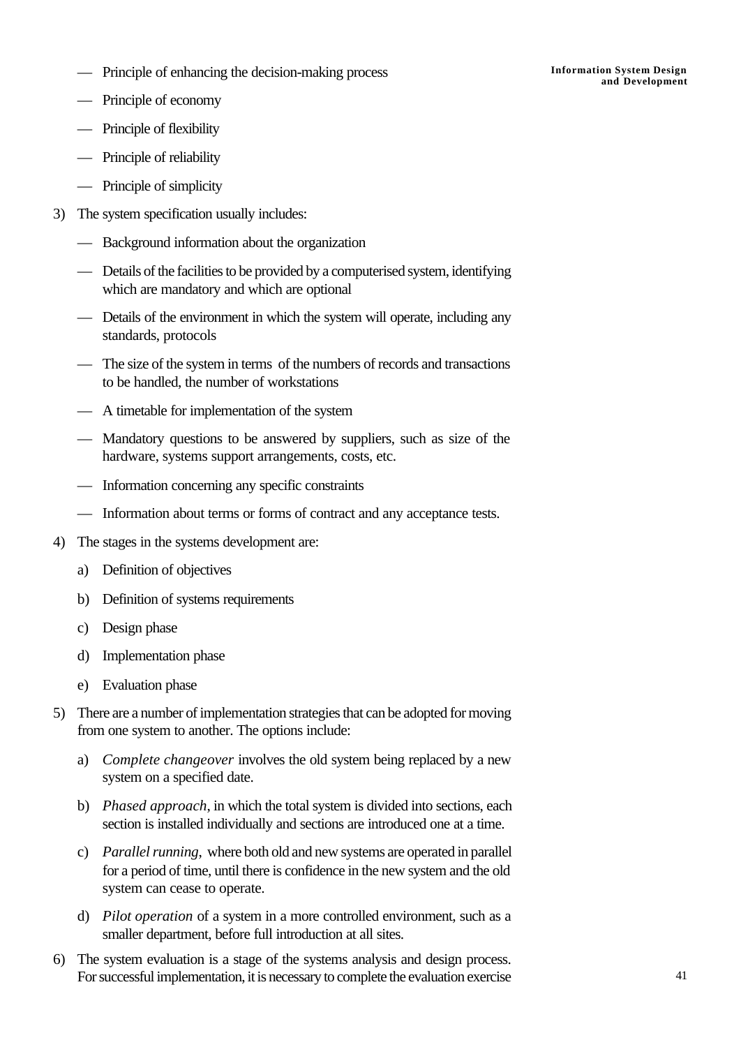— Principle of enhancing the decision-making process

— Principle of economy

— Principle of flexibility

— Principle of reliability

— Principle of simplicity

3) The system specification usually includes:

   — Background information about the organization

   — Details of the facilities to be provided by a computerised system, identifying which are mandatory and which are optional

   — Details of the environment in which the system will operate, including any standards, protocols

   — The size of the system in terms of the numbers of records and transactions to be handled, the number of workstations

   — A timetable for implementation of the system

   — Mandatory questions to be answered by suppliers, such as size of the hardware, systems support arrangements, costs, etc.

   — Information concerning any specific constraints

   — Information about terms or forms of contract and any acceptance tests.

4) The stages in the systems development are:

   a) Definition of objectives

   b) Definition of systems requirements

   c) Design phase

   d) Implementation phase

   e) Evaluation phase

5) There are a number of implementation strategies that can be adopted for moving from one system to another. The options include:

   a) *Complete changeover* involves the old system being replaced by a new system on a specified date.

   b) *Phased approach*, in which the total system is divided into sections, each section is installed individually and sections are introduced one at a time.

   c) *Parallel running*, where both old and new systems are operated in parallel for a period of time, until there is confidence in the new system and the old system can cease to operate.

   d) *Pilot operation* of a system in a more controlled environment, such as a smaller department, before full introduction at all sites.

6) The system evaluation is a stage of the systems analysis and design process. For successful implementation, it is necessary to complete the evaluation exercise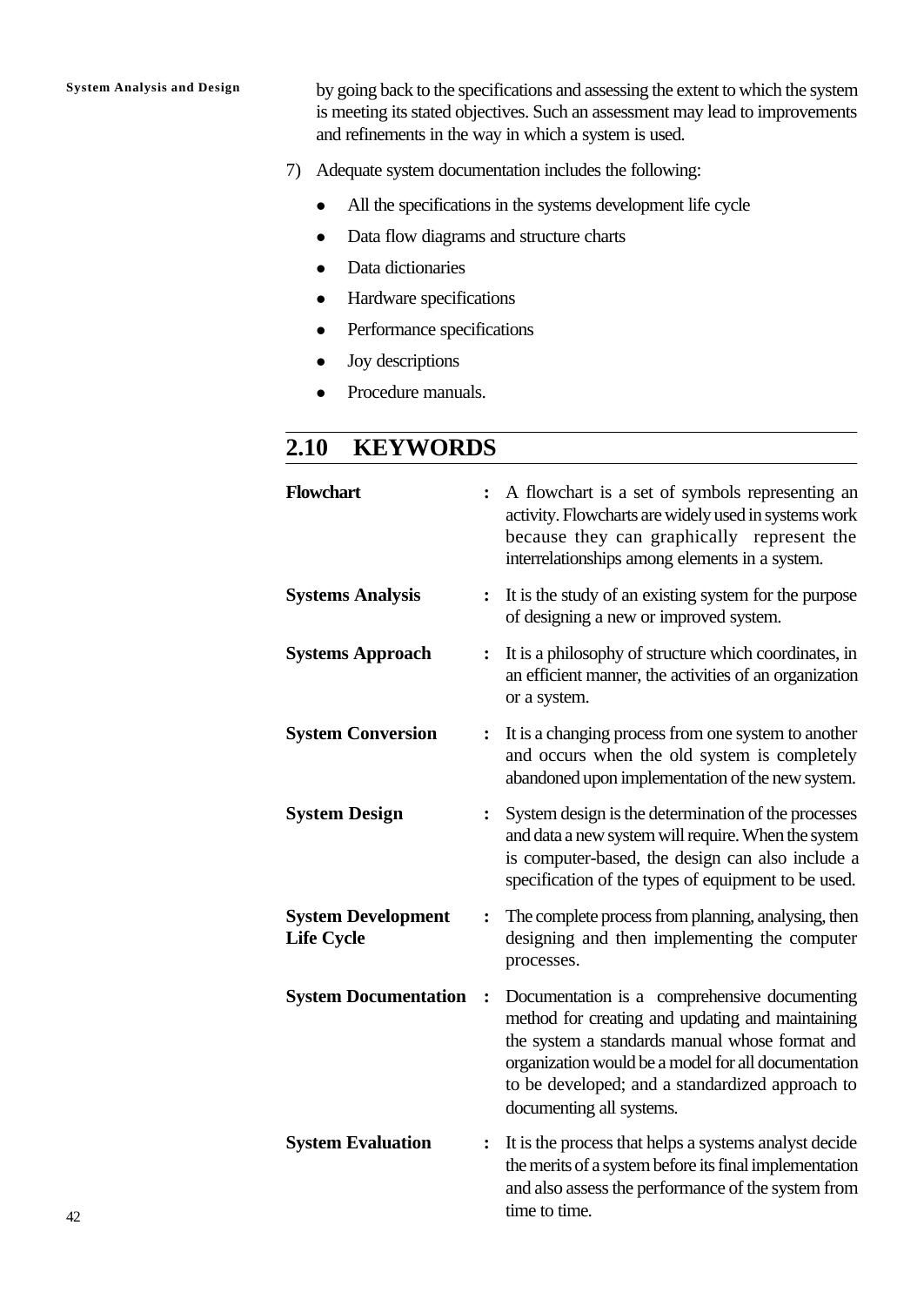by going back to the specifications and assessing the extent to which the system is meeting its stated objectives. Such an assessment may lead to improvements and refinements in the way in which a system is used.

7) Adequate system documentation includes the following:

- All the specifications in the systems development life cycle
- Data flow diagrams and structure charts
- Data dictionaries
- Hardware specifications
- Performance specifications
- Joy descriptions
- Procedure manuals.

## 2.10 KEYWORDS

**Flowchart** : A flowchart is a set of symbols representing an activity. Flowcharts are widely used in systems work because they can graphically represent the interrelationships among elements in a system.

**Systems Analysis** : It is the study of an existing system for the purpose of designing a new or improved system.

**Systems Approach** : It is a philosophy of structure which coordinates, in an efficient manner, the activities of an organization or a system.

**System Conversion** : It is a changing process from one system to another and occurs when the old system is completely abandoned upon implementation of the new system.

**System Design** : System design is the determination of the processes and data a new system will require. When the system is computer-based, the design can also include a specification of the types of equipment to be used.

**System Development Life Cycle** : The complete process from planning, analysing, then designing and then implementing the computer processes.

**System Documentation** : Documentation is a comprehensive documenting method for creating and updating and maintaining the system a standards manual whose format and organization would be a model for all documentation to be developed; and a standardized approach to documenting all systems.

**System Evaluation** : It is the process that helps a systems analyst decide the merits of a system before its final implementation and also assess the performance of the system from time to time.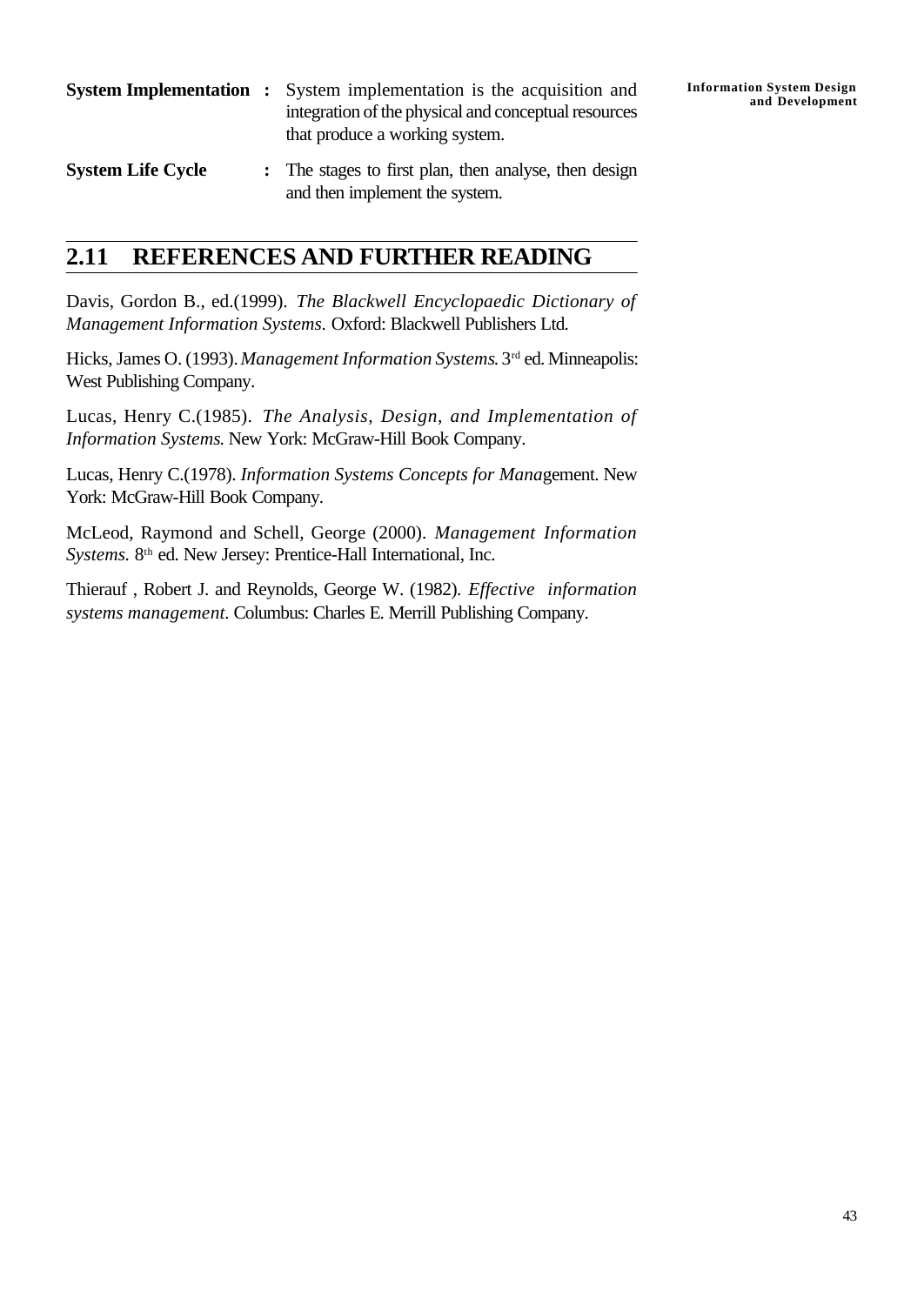**System Implementation :** System implementation is the acquisition and integration of the physical and conceptual resources that produce a working system.

**System Life Cycle :** The stages to first plan, then analyse, then design and then implement the system.

## 2.11 REFERENCES AND FURTHER READING

Davis, Gordon B., ed.(1999). *The Blackwell Encyclopaedic Dictionary of Management Information Systems.* Oxford: Blackwell Publishers Ltd.

Hicks, James O. (1993). *Management Information Systems.* 3rd ed. Minneapolis: West Publishing Company.

Lucas, Henry C.(1985). *The Analysis, Design, and Implementation of Information Systems.* New York: McGraw-Hill Book Company.

Lucas, Henry C.(1978). *Information Systems Concepts for Mana*gement. New York: McGraw-Hill Book Company.

McLeod, Raymond and Schell, George (2000). *Management Information Systems.* 8th ed. New Jersey: Prentice-Hall International, Inc.

Thierauf , Robert J. and Reynolds, George W. (1982). *Effective information systems management*. Columbus: Charles E. Merrill Publishing Company.